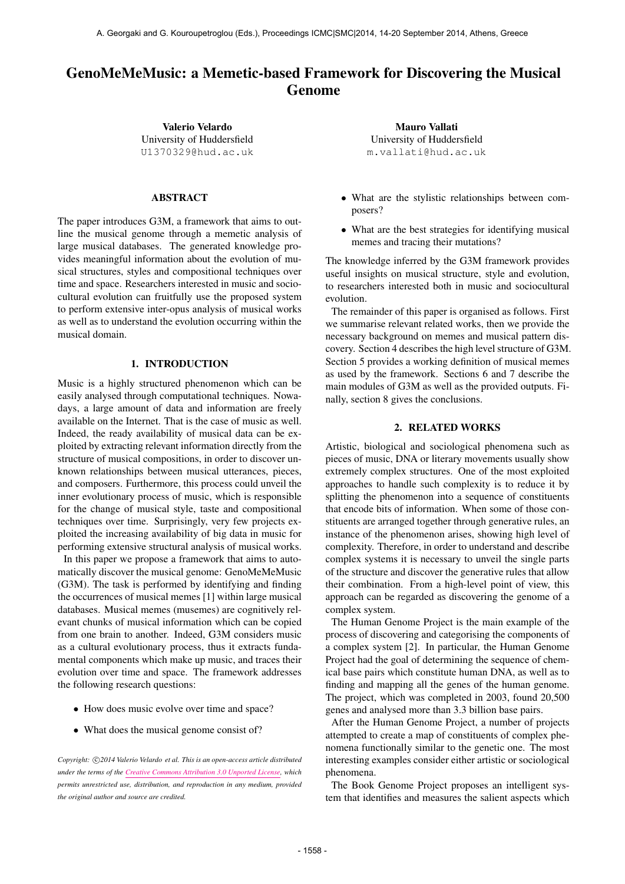# GenoMeMeMusic: a Memetic-based Framework for Discovering the Musical Genome

**Valerio Velardo**
University of Huddersfield
U1370329@hud.ac.uk

**Mauro Vallati**
University of Huddersfield
m.vallati@hud.ac.uk

## ABSTRACT

The paper introduces G3M, a framework that aims to outline the musical genome through a memetic analysis of large musical databases. The generated knowledge provides meaningful information about the evolution of musical structures, styles and compositional techniques over time and space. Researchers interested in music and sociocultural evolution can fruitfully use the proposed system to perform extensive inter-opus analysis of musical works as well as to understand the evolution occurring within the musical domain.

## 1. INTRODUCTION

Music is a highly structured phenomenon which can be easily analysed through computational techniques. Nowadays, a large amount of data and information are freely available on the Internet. That is the case of music as well. Indeed, the ready availability of musical data can be exploited by extracting relevant information directly from the structure of musical compositions, in order to discover unknown relationships between musical utterances, pieces, and composers. Furthermore, this process could unveil the inner evolutionary process of music, which is responsible for the change of musical style, taste and compositional techniques over time. Surprisingly, very few projects exploited the increasing availability of big data in music for performing extensive structural analysis of musical works.

In this paper we propose a framework that aims to automatically discover the musical genome: GenoMeMeMusic (G3M). The task is performed by identifying and finding the occurrences of musical memes [1] within large musical databases. Musical memes (musemes) are cognitively relevant chunks of musical information which can be copied from one brain to another. Indeed, G3M considers music as a cultural evolutionary process, thus it extracts fundamental components which make up music, and traces their evolution over time and space. The framework addresses the following research questions:

- How does music evolve over time and space?
- What does the musical genome consist of?
- What are the stylistic relationships between composers?
- What are the best strategies for identifying musical memes and tracing their mutations?

The knowledge inferred by the G3M framework provides useful insights on musical structure, style and evolution, to researchers interested both in music and sociocultural evolution.

The remainder of this paper is organised as follows. First we summarise relevant related works, then we provide the necessary background on memes and musical pattern discovery. Section 4 describes the high level structure of G3M. Section 5 provides a working definition of musical memes as used by the framework. Sections 6 and 7 describe the main modules of G3M as well as the provided outputs. Finally, section 8 gives the conclusions.

## 2. RELATED WORKS

Artistic, biological and sociological phenomena such as pieces of music, DNA or literary movements usually show extremely complex structures. One of the most exploited approaches to handle such complexity is to reduce it by splitting the phenomenon into a sequence of constituents that encode bits of information. When some of those constituents are arranged together through generative rules, an instance of the phenomenon arises, showing high level of complexity. Therefore, in order to understand and describe complex systems it is necessary to unveil the single parts of the structure and discover the generative rules that allow their combination. From a high-level point of view, this approach can be regarded as discovering the genome of a complex system.

The Human Genome Project is the main example of the process of discovering and categorising the components of a complex system [2]. In particular, the Human Genome Project had the goal of determining the sequence of chemical base pairs which constitute human DNA, as well as to finding and mapping all the genes of the human genome. The project, which was completed in 2003, found 20,500 genes and analysed more than 3.3 billion base pairs.

After the Human Genome Project, a number of projects attempted to create a map of constituents of complex phenomena functionally similar to the genetic one. The most interesting examples consider either artistic or sociological phenomena.

The Book Genome Project proposes an intelligent system that identifies and measures the salient aspects which

*Copyright: ©2014 Valerio Velardo et al. This is an open-access article distributed under the terms of the Creative Commons Attribution 3.0 Unported License, which permits unrestricted use, distribution, and reproduction in any medium, provided the original author and source are credited.*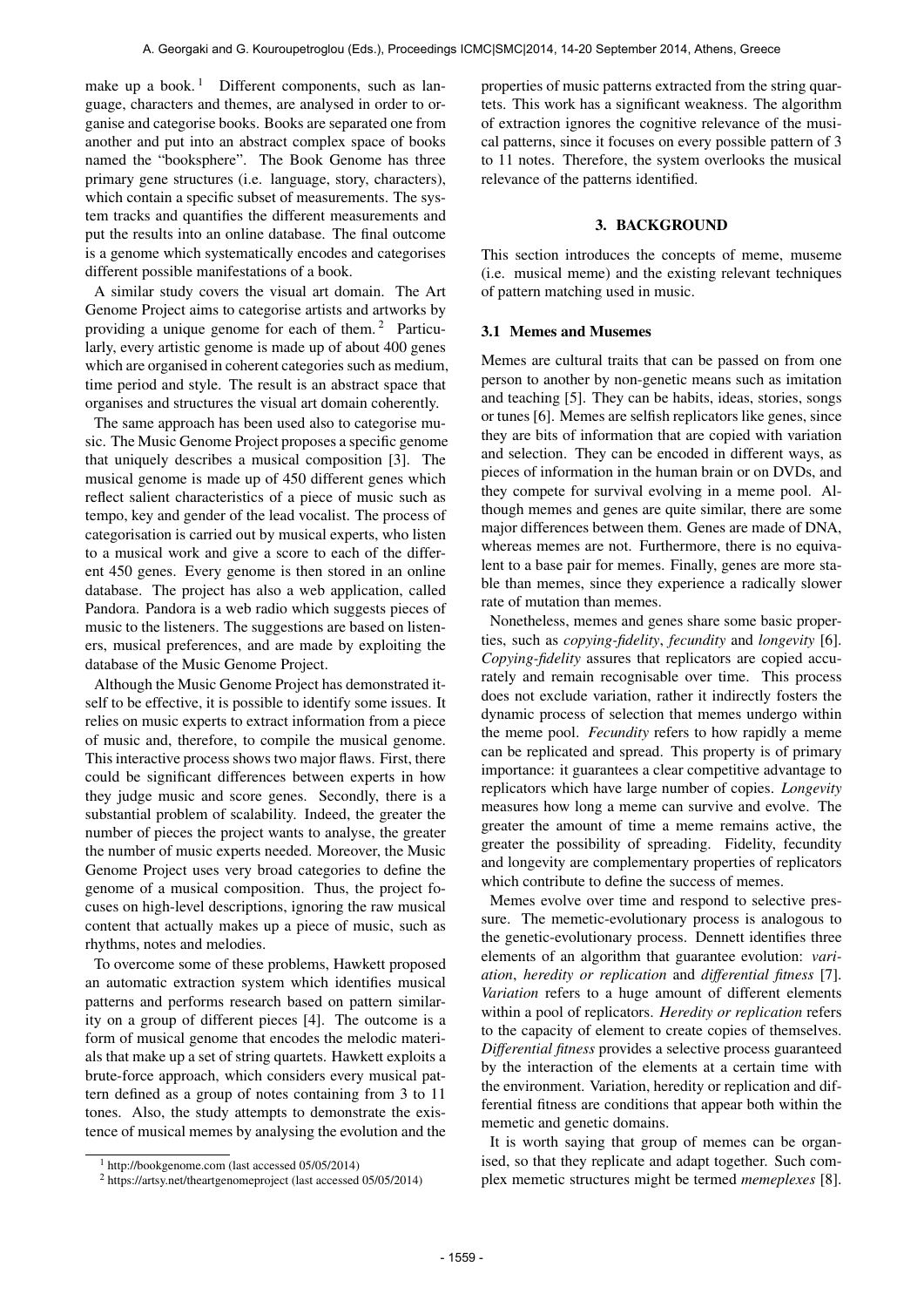make up a book.[1] Different components, such as language, characters and themes, are analysed in order to organise and categorise books. Books are separated one from another and put into an abstract complex space of books named the "booksphere". The Book Genome has three primary gene structures (i.e. language, story, characters), which contain a specific subset of measurements. The system tracks and quantifies the different measurements and put the results into an online database. The final outcome is a genome which systematically encodes and categorises different possible manifestations of a book.

A similar study covers the visual art domain. The Art Genome Project aims to categorise artists and artworks by providing a unique genome for each of them.[2] Particularly, every artistic genome is made up of about 400 genes which are organised in coherent categories such as medium, time period and style. The result is an abstract space that organises and structures the visual art domain coherently.

The same approach has been used also to categorise music. The Music Genome Project proposes a specific genome that uniquely describes a musical composition [3]. The musical genome is made up of 450 different genes which reflect salient characteristics of a piece of music such as tempo, key and gender of the lead vocalist. The process of categorisation is carried out by musical experts, who listen to a musical work and give a score to each of the different 450 genes. Every genome is then stored in an online database. The project has also a web application, called Pandora. Pandora is a web radio which suggests pieces of music to the listeners. The suggestions are based on listeners, musical preferences, and are made by exploiting the database of the Music Genome Project.

Although the Music Genome Project has demonstrated itself to be effective, it is possible to identify some issues. It relies on music experts to extract information from a piece of music and, therefore, to compile the musical genome. This interactive process shows two major flaws. First, there could be significant differences between experts in how they judge music and score genes. Secondly, there is a substantial problem of scalability. Indeed, the greater the number of pieces the project wants to analyse, the greater the number of music experts needed. Moreover, the Music Genome Project uses very broad categories to define the genome of a musical composition. Thus, the project focuses on high-level descriptions, ignoring the raw musical content that actually makes up a piece of music, such as rhythms, notes and melodies.

To overcome some of these problems, Hawkett proposed an automatic extraction system which identifies musical patterns and performs research based on pattern similarity on a group of different pieces [4]. The outcome is a form of musical genome that encodes the melodic materials that make up a set of string quartets. Hawkett exploits a brute-force approach, which considers every musical pattern defined as a group of notes containing from 3 to 11 tones. Also, the study attempts to demonstrate the existence of musical memes by analysing the evolution and the properties of music patterns extracted from the string quartets. This work has a significant weakness. The algorithm of extraction ignores the cognitive relevance of the musical patterns, since it focuses on every possible pattern of 3 to 11 notes. Therefore, the system overlooks the musical relevance of the patterns identified.

[1] http://bookgenome.com (last accessed 05/05/2014)

[2] https://artsy.net/theartgenomeproject (last accessed 05/05/2014)

## 3. BACKGROUND

This section introduces the concepts of meme, museme (i.e. musical meme) and the existing relevant techniques of pattern matching used in music.

### 3.1 Memes and Musemes

Memes are cultural traits that can be passed on from one person to another by non-genetic means such as imitation and teaching [5]. They can be habits, ideas, stories, songs or tunes [6]. Memes are selfish replicators like genes, since they are bits of information that are copied with variation and selection. They can be encoded in different ways, as pieces of information in the human brain or on DVDs, and they compete for survival evolving in a meme pool. Although memes and genes are quite similar, there are some major differences between them. Genes are made of DNA, whereas memes are not. Furthermore, there is no equivalent to a base pair for memes. Finally, genes are more stable than memes, since they experience a radically slower rate of mutation than memes.

Nonetheless, memes and genes share some basic properties, such as *copying-fidelity*, *fecundity* and *longevity* [6]. *Copying-fidelity* assures that replicators are copied accurately and remain recognisable over time. This process does not exclude variation, rather it indirectly fosters the dynamic process of selection that memes undergo within the meme pool. *Fecundity* refers to how rapidly a meme can be replicated and spread. This property is of primary importance: it guarantees a clear competitive advantage to replicators which have large number of copies. *Longevity* measures how long a meme can survive and evolve. The greater the amount of time a meme remains active, the greater the possibility of spreading. Fidelity, fecundity and longevity are complementary properties of replicators which contribute to define the success of memes.

Memes evolve over time and respond to selective pressure. The memetic-evolutionary process is analogous to the genetic-evolutionary process. Dennett identifies three elements of an algorithm that guarantee evolution: *variation*, *heredity or replication* and *differential fitness* [7]. *Variation* refers to a huge amount of different elements within a pool of replicators. *Heredity or replication* refers to the capacity of element to create copies of themselves. *Differential fitness* provides a selective process guaranteed by the interaction of the elements at a certain time with the environment. Variation, heredity or replication and differential fitness are conditions that appear both within the memetic and genetic domains.

It is worth saying that group of memes can be organised, so that they replicate and adapt together. Such complex memetic structures might be termed *memeplexes* [8].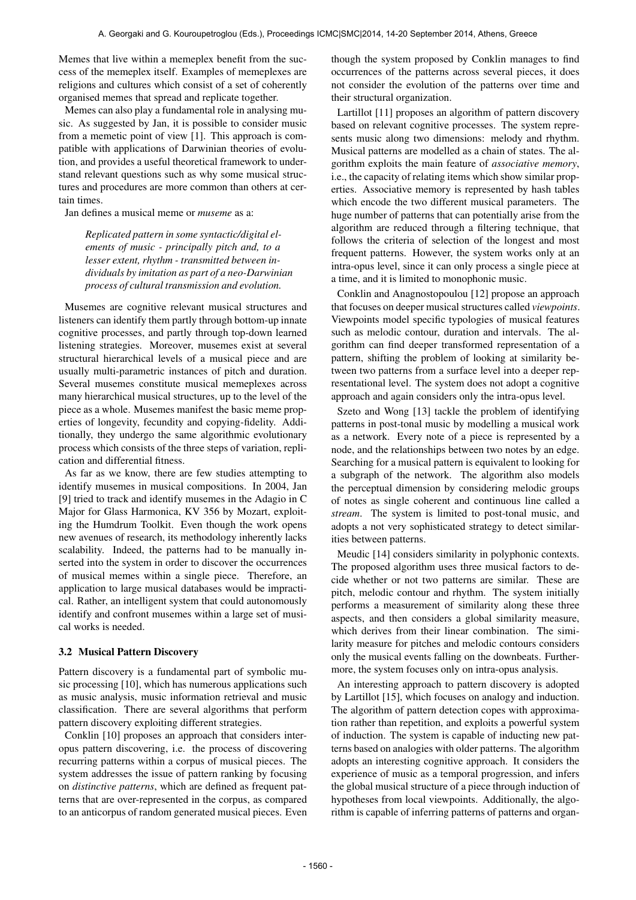Memes that live within a memeplex benefit from the success of the memeplex itself. Examples of memeplexes are religions and cultures which consist of a set of coherently organised memes that spread and replicate together.

Memes can also play a fundamental role in analysing music. As suggested by Jan, it is possible to consider music from a memetic point of view [1]. This approach is compatible with applications of Darwinian theories of evolution, and provides a useful theoretical framework to understand relevant questions such as why some musical structures and procedures are more common than others at certain times.

Jan defines a musical meme or *museme* as a:

> *Replicated pattern in some syntactic/digital elements of music - principally pitch and, to a lesser extent, rhythm - transmitted between individuals by imitation as part of a neo-Darwinian process of cultural transmission and evolution.*

Musemes are cognitive relevant musical structures and listeners can identify them partly through bottom-up innate cognitive processes, and partly through top-down learned listening strategies. Moreover, musemes exist at several structural hierarchical levels of a musical piece and are usually multi-parametric instances of pitch and duration. Several musemes constitute musical memeplexes across many hierarchical musical structures, up to the level of the piece as a whole. Musemes manifest the basic meme properties of longevity, fecundity and copying-fidelity. Additionally, they undergo the same algorithmic evolutionary process which consists of the three steps of variation, replication and differential fitness.

As far as we know, there are few studies attempting to identify musemes in musical compositions. In 2004, Jan [9] tried to track and identify musemes in the Adagio in C Major for Glass Harmonica, KV 356 by Mozart, exploiting the Humdrum Toolkit. Even though the work opens new avenues of research, its methodology inherently lacks scalability. Indeed, the patterns had to be manually inserted into the system in order to discover the occurrences of musical memes within a single piece. Therefore, an application to large musical databases would be impractical. Rather, an intelligent system that could autonomously identify and confront musemes within a large set of musical works is needed.

### 3.2 Musical Pattern Discovery

Pattern discovery is a fundamental part of symbolic music processing [10], which has numerous applications such as music analysis, music information retrieval and music classification. There are several algorithms that perform pattern discovery exploiting different strategies.

Conklin [10] proposes an approach that considers inter-opus pattern discovering, i.e. the process of discovering recurring patterns within a corpus of musical pieces. The system addresses the issue of pattern ranking by focusing on *distinctive patterns*, which are defined as frequent patterns that are over-represented in the corpus, as compared to an anticorpus of random generated musical pieces. Even though the system proposed by Conklin manages to find occurrences of the patterns across several pieces, it does not consider the evolution of the patterns over time and their structural organization.

Lartillot [11] proposes an algorithm of pattern discovery based on relevant cognitive processes. The system represents music along two dimensions: melody and rhythm. Musical patterns are modelled as a chain of states. The algorithm exploits the main feature of *associative memory*, i.e., the capacity of relating items which show similar properties. Associative memory is represented by hash tables which encode the two different musical parameters. The huge number of patterns that can potentially arise from the algorithm are reduced through a filtering technique, that follows the criteria of selection of the longest and most frequent patterns. However, the system works only at an intra-opus level, since it can only process a single piece at a time, and it is limited to monophonic music.

Conklin and Anagnostopoulou [12] propose an approach that focuses on deeper musical structures called *viewpoints*. Viewpoints model specific typologies of musical features such as melodic contour, duration and intervals. The algorithm can find deeper transformed representation of a pattern, shifting the problem of looking at similarity between two patterns from a surface level into a deeper representational level. The system does not adopt a cognitive approach and again considers only the intra-opus level.

Szeto and Wong [13] tackle the problem of identifying patterns in post-tonal music by modelling a musical work as a network. Every note of a piece is represented by a node, and the relationships between two notes by an edge. Searching for a musical pattern is equivalent to looking for a subgraph of the network. The algorithm also models the perceptual dimension by considering melodic groups of notes as single coherent and continuous line called a *stream*. The system is limited to post-tonal music, and adopts a not very sophisticated strategy to detect similarities between patterns.

Meudic [14] considers similarity in polyphonic contexts. The proposed algorithm uses three musical factors to decide whether or not two patterns are similar. These are pitch, melodic contour and rhythm. The system initially performs a measurement of similarity along these three aspects, and then considers a global similarity measure, which derives from their linear combination. The similarity measure for pitches and melodic contours considers only the musical events falling on the downbeats. Furthermore, the system focuses only on intra-opus analysis.

An interesting approach to pattern discovery is adopted by Lartillot [15], which focuses on analogy and induction. The algorithm of pattern detection copes with approximation rather than repetition, and exploits a powerful system of induction. The system is capable of inducting new patterns based on analogies with older patterns. The algorithm adopts an interesting cognitive approach. It considers the experience of music as a temporal progression, and infers the global musical structure of a piece through induction of hypotheses from local viewpoints. Additionally, the algorithm is capable of inferring patterns of patterns and organ-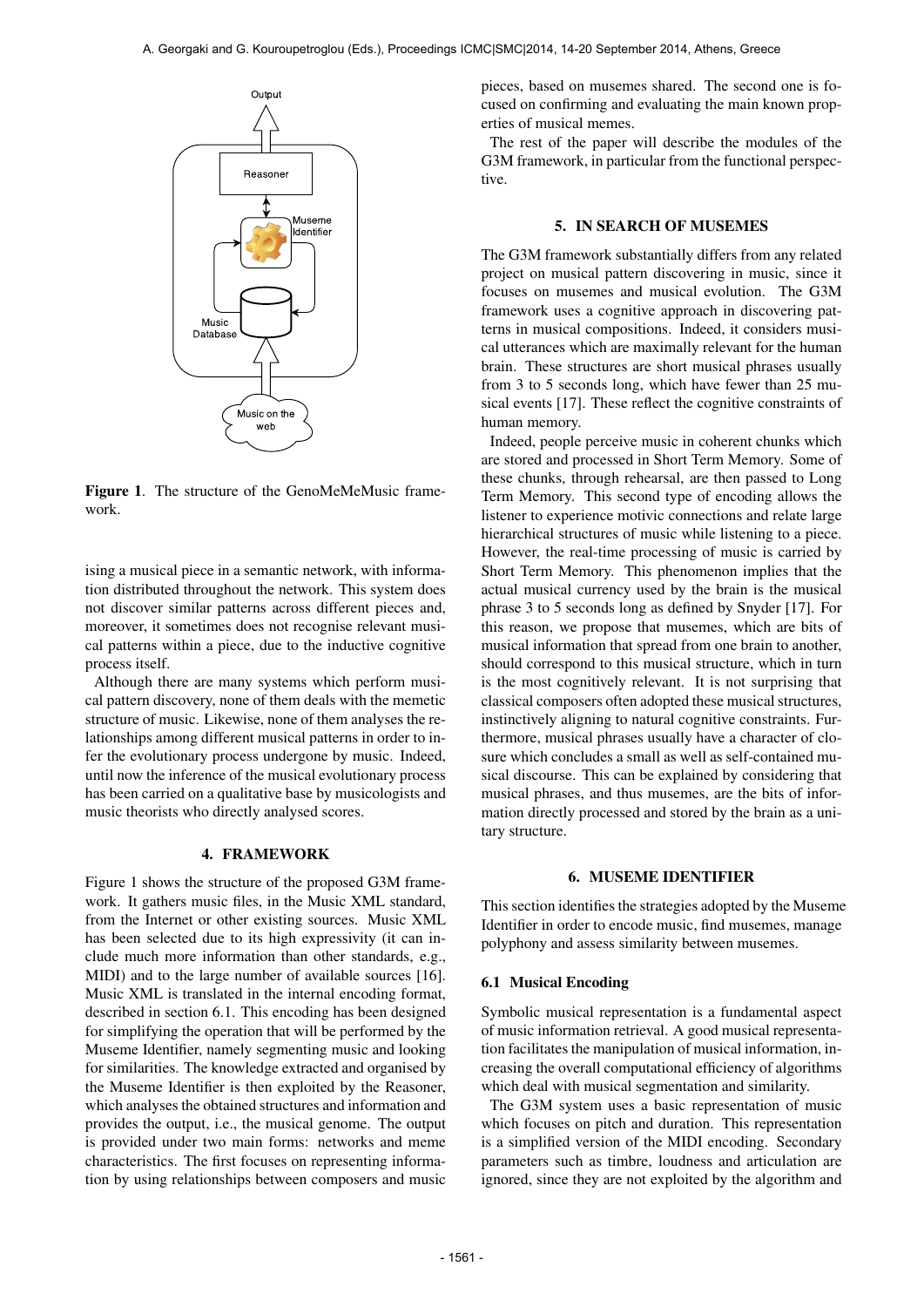**Figure 1**. The structure of the GenoMeMeMusic framework.

ising a musical piece in a semantic network, with information distributed throughout the network. This system does not discover similar patterns across different pieces and, moreover, it sometimes does not recognise relevant musical patterns within a piece, due to the inductive cognitive process itself.

Although there are many systems which perform musical pattern discovery, none of them deals with the memetic structure of music. Likewise, none of them analyses the relationships among different musical patterns in order to infer the evolutionary process undergone by music. Indeed, until now the inference of the musical evolutionary process has been carried on a qualitative base by musicologists and music theorists who directly analysed scores.

## 4. FRAMEWORK

Figure 1 shows the structure of the proposed G3M framework. It gathers music files, in the Music XML standard, from the Internet or other existing sources. Music XML has been selected due to its high expressivity (it can include much more information than other standards, e.g., MIDI) and to the large number of available sources [16]. Music XML is translated in the internal encoding format, described in section 6.1. This encoding has been designed for simplifying the operation that will be performed by the Museme Identifier, namely segmenting music and looking for similarities. The knowledge extracted and organised by the Museme Identifier is then exploited by the Reasoner, which analyses the obtained structures and information and provides the output, i.e., the musical genome. The output is provided under two main forms: networks and meme characteristics. The first focuses on representing information by using relationships between composers and music pieces, based on musemes shared. The second one is focused on confirming and evaluating the main known properties of musical memes.

The rest of the paper will describe the modules of the G3M framework, in particular from the functional perspective.

## 5. IN SEARCH OF MUSEMES

The G3M framework substantially differs from any related project on musical pattern discovering in music, since it focuses on musemes and musical evolution. The G3M framework uses a cognitive approach in discovering patterns in musical compositions. Indeed, it considers musical utterances which are maximally relevant for the human brain. These structures are short musical phrases usually from 3 to 5 seconds long, which have fewer than 25 musical events [17]. These reflect the cognitive constraints of human memory.

Indeed, people perceive music in coherent chunks which are stored and processed in Short Term Memory. Some of these chunks, through rehearsal, are then passed to Long Term Memory. This second type of encoding allows the listener to experience motivic connections and relate large hierarchical structures of music while listening to a piece. However, the real-time processing of music is carried by Short Term Memory. This phenomenon implies that the actual musical currency used by the brain is the musical phrase 3 to 5 seconds long as defined by Snyder [17]. For this reason, we propose that musemes, which are bits of musical information that spread from one brain to another, should correspond to this musical structure, which in turn is the most cognitively relevant. It is not surprising that classical composers often adopted these musical structures, instinctively aligning to natural cognitive constraints. Furthermore, musical phrases usually have a character of closure which concludes a small as well as self-contained musical discourse. This can be explained by considering that musical phrases, and thus musemes, are the bits of information directly processed and stored by the brain as a unitary structure.

## 6. MUSEME IDENTIFIER

This section identifies the strategies adopted by the Museme Identifier in order to encode music, find musemes, manage polyphony and assess similarity between musemes.

### 6.1 Musical Encoding

Symbolic musical representation is a fundamental aspect of music information retrieval. A good musical representation facilitates the manipulation of musical information, increasing the overall computational efficiency of algorithms which deal with musical segmentation and similarity.

The G3M system uses a basic representation of music which focuses on pitch and duration. This representation is a simplified version of the MIDI encoding. Secondary parameters such as timbre, loudness and articulation are ignored, since they are not exploited by the algorithm and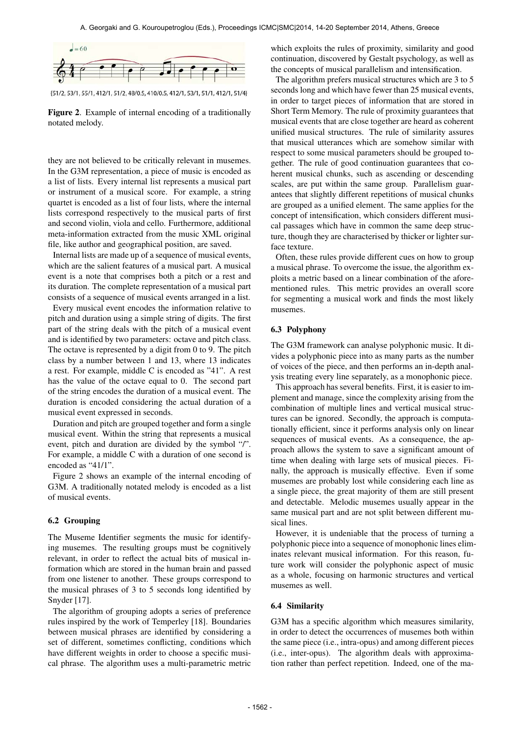{51/2, 53/1, 55/1, 412/1, 51/2, 48/0.5, 410/0.5, 412/1, 53/1, 51/1, 412/1, 51/4}

**Figure 2**. Example of internal encoding of a traditionally notated melody.

they are not believed to be critically relevant in musemes. In the G3M representation, a piece of music is encoded as a list of lists. Every internal list represents a musical part or instrument of a musical score. For example, a string quartet is encoded as a list of four lists, where the internal lists correspond respectively to the musical parts of first and second violin, viola and cello. Furthermore, additional meta-information extracted from the music XML original file, like author and geographical position, are saved.

Internal lists are made up of a sequence of musical events, which are the salient features of a musical part. A musical event is a note that comprises both a pitch or a rest and its duration. The complete representation of a musical part consists of a sequence of musical events arranged in a list.

Every musical event encodes the information relative to pitch and duration using a simple string of digits. The first part of the string deals with the pitch of a musical event and is identified by two parameters: octave and pitch class. The octave is represented by a digit from 0 to 9. The pitch class by a number between 1 and 13, where 13 indicates a rest. For example, middle C is encoded as "41". A rest has the value of the octave equal to 0. The second part of the string encodes the duration of a musical event. The duration is encoded considering the actual duration of a musical event expressed in seconds.

Duration and pitch are grouped together and form a single musical event. Within the string that represents a musical event, pitch and duration are divided by the symbol "/". For example, a middle C with a duration of one second is encoded as "41/1".

Figure 2 shows an example of the internal encoding of G3M. A traditionally notated melody is encoded as a list of musical events.

### 6.2 Grouping

The Museme Identifier segments the music for identifying musemes. The resulting groups must be cognitively relevant, in order to reflect the actual bits of musical information which are stored in the human brain and passed from one listener to another. These groups correspond to the musical phrases of 3 to 5 seconds long identified by Snyder [17].

The algorithm of grouping adopts a series of preference rules inspired by the work of Temperley [18]. Boundaries between musical phrases are identified by considering a set of different, sometimes conflicting, conditions which have different weights in order to choose a specific musical phrase. The algorithm uses a multi-parametric metric which exploits the rules of proximity, similarity and good continuation, discovered by Gestalt psychology, as well as the concepts of musical parallelism and intensification.

The algorithm prefers musical structures which are 3 to 5 seconds long and which have fewer than 25 musical events, in order to target pieces of information that are stored in Short Term Memory. The rule of proximity guarantees that musical events that are close together are heard as coherent unified musical structures. The rule of similarity assures that musical utterances which are somehow similar with respect to some musical parameters should be grouped together. The rule of good continuation guarantees that coherent musical chunks, such as ascending or descending scales, are put within the same group. Parallelism guarantees that slightly different repetitions of musical chunks are grouped as a unified element. The same applies for the concept of intensification, which considers different musical passages which have in common the same deep structure, though they are characterised by thicker or lighter surface texture.

Often, these rules provide different cues on how to group a musical phrase. To overcome the issue, the algorithm exploits a metric based on a linear combination of the aforementioned rules. This metric provides an overall score for segmenting a musical work and finds the most likely musemes.

### 6.3 Polyphony

The G3M framework can analyse polyphonic music. It divides a polyphonic piece into as many parts as the number of voices of the piece, and then performs an in-depth analysis treating every line separately, as a monophonic piece.

This approach has several benefits. First, it is easier to implement and manage, since the complexity arising from the combination of multiple lines and vertical musical structures can be ignored. Secondly, the approach is computationally efficient, since it performs analysis only on linear sequences of musical events. As a consequence, the approach allows the system to save a significant amount of time when dealing with large sets of musical pieces. Finally, the approach is musically effective. Even if some musemes are probably lost while considering each line as a single piece, the great majority of them are still present and detectable. Melodic musemes usually appear in the same musical part and are not split between different musical lines.

However, it is undeniable that the process of turning a polyphonic piece into a sequence of monophonic lines eliminates relevant musical information. For this reason, future work will consider the polyphonic aspect of music as a whole, focusing on harmonic structures and vertical musemes as well.

### 6.4 Similarity

G3M has a specific algorithm which measures similarity, in order to detect the occurrences of musemes both within the same piece (i.e., intra-opus) and among different pieces (i.e., inter-opus). The algorithm deals with approximation rather than perfect repetition. Indeed, one of the ma-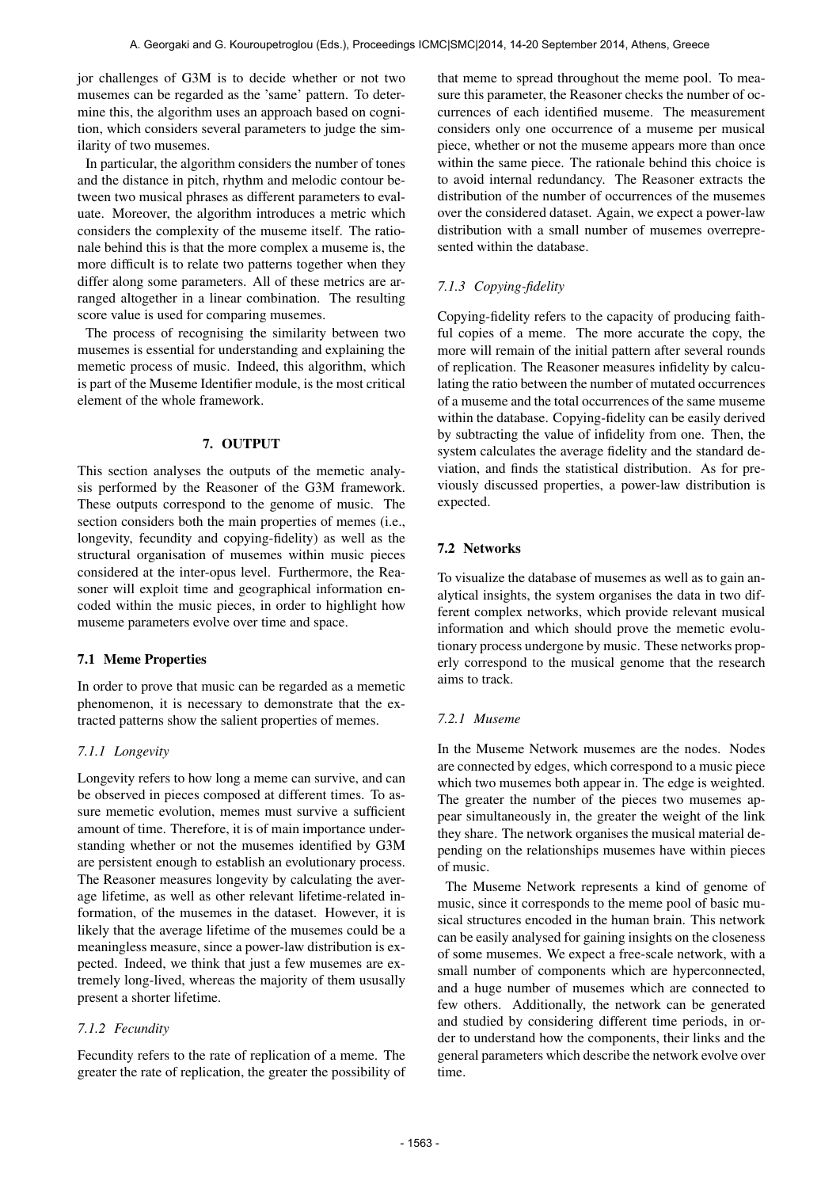jor challenges of G3M is to decide whether or not two musemes can be regarded as the 'same' pattern. To determine this, the algorithm uses an approach based on cognition, which considers several parameters to judge the similarity of two musemes.

In particular, the algorithm considers the number of tones and the distance in pitch, rhythm and melodic contour between two musical phrases as different parameters to evaluate. Moreover, the algorithm introduces a metric which considers the complexity of the museme itself. The rationale behind this is that the more complex a museme is, the more difficult is to relate two patterns together when they differ along some parameters. All of these metrics are arranged altogether in a linear combination. The resulting score value is used for comparing musemes.

The process of recognising the similarity between two musemes is essential for understanding and explaining the memetic process of music. Indeed, this algorithm, which is part of the Museme Identifier module, is the most critical element of the whole framework.

## 7. OUTPUT

This section analyses the outputs of the memetic analysis performed by the Reasoner of the G3M framework. These outputs correspond to the genome of music. The section considers both the main properties of memes (i.e., longevity, fecundity and copying-fidelity) as well as the structural organisation of musemes within music pieces considered at the inter-opus level. Furthermore, the Reasoner will exploit time and geographical information encoded within the music pieces, in order to highlight how museme parameters evolve over time and space.

### 7.1 Meme Properties

In order to prove that music can be regarded as a memetic phenomenon, it is necessary to demonstrate that the extracted patterns show the salient properties of memes.

#### *7.1.1 Longevity*

Longevity refers to how long a meme can survive, and can be observed in pieces composed at different times. To assure memetic evolution, memes must survive a sufficient amount of time. Therefore, it is of main importance understanding whether or not the musemes identified by G3M are persistent enough to establish an evolutionary process. The Reasoner measures longevity by calculating the average lifetime, as well as other relevant lifetime-related information, of the musemes in the dataset. However, it is likely that the average lifetime of the musemes could be a meaningless measure, since a power-law distribution is expected. Indeed, we think that just a few musemes are extremely long-lived, whereas the majority of them ususally present a shorter lifetime.

#### *7.1.2 Fecundity*

Fecundity refers to the rate of replication of a meme. The greater the rate of replication, the greater the possibility of that meme to spread throughout the meme pool. To measure this parameter, the Reasoner checks the number of occurrences of each identified museme. The measurement considers only one occurrence of a museme per musical piece, whether or not the museme appears more than once within the same piece. The rationale behind this choice is to avoid internal redundancy. The Reasoner extracts the distribution of the number of occurrences of the musemes over the considered dataset. Again, we expect a power-law distribution with a small number of musemes overrepresented within the database.

#### *7.1.3 Copying-fidelity*

Copying-fidelity refers to the capacity of producing faithful copies of a meme. The more accurate the copy, the more will remain of the initial pattern after several rounds of replication. The Reasoner measures infidelity by calculating the ratio between the number of mutated occurrences of a museme and the total occurrences of the same museme within the database. Copying-fidelity can be easily derived by subtracting the value of infidelity from one. Then, the system calculates the average fidelity and the standard deviation, and finds the statistical distribution. As for previously discussed properties, a power-law distribution is expected.

### 7.2 Networks

To visualize the database of musemes as well as to gain analytical insights, the system organises the data in two different complex networks, which provide relevant musical information and which should prove the memetic evolutionary process undergone by music. These networks properly correspond to the musical genome that the research aims to track.

#### *7.2.1 Museme*

In the Museme Network musemes are the nodes. Nodes are connected by edges, which correspond to a music piece which two musemes both appear in. The edge is weighted. The greater the number of the pieces two musemes appear simultaneously in, the greater the weight of the link they share. The network organises the musical material depending on the relationships musemes have within pieces of music.

The Museme Network represents a kind of genome of music, since it corresponds to the meme pool of basic musical structures encoded in the human brain. This network can be easily analysed for gaining insights on the closeness of some musemes. We expect a free-scale network, with a small number of components which are hyperconnected, and a huge number of musemes which are connected to few others. Additionally, the network can be generated and studied by considering different time periods, in order to understand how the components, their links and the general parameters which describe the network evolve over time.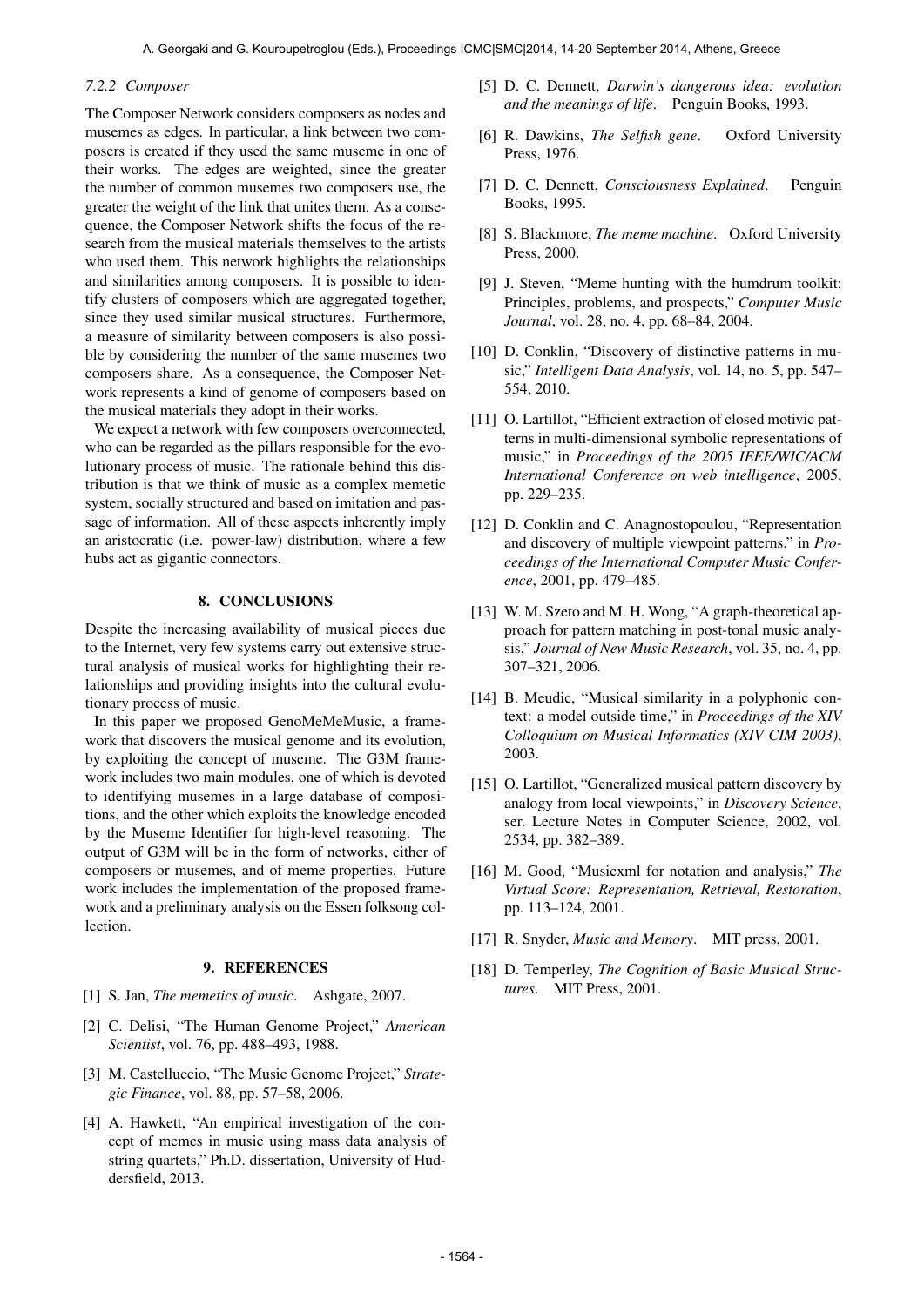#### 7.2.2 Composer

The Composer Network considers composers as nodes and musemes as edges. In particular, a link between two composers is created if they used the same museme in one of their works. The edges are weighted, since the greater the number of common musemes two composers use, the greater the weight of the link that unites them. As a consequence, the Composer Network shifts the focus of the research from the musical materials themselves to the artists who used them. This network highlights the relationships and similarities among composers. It is possible to identify clusters of composers which are aggregated together, since they used similar musical structures. Furthermore, a measure of similarity between composers is also possible by considering the number of the same musemes two composers share. As a consequence, the Composer Network represents a kind of genome of composers based on the musical materials they adopt in their works.

We expect a network with few composers overconnected, who can be regarded as the pillars responsible for the evolutionary process of music. The rationale behind this distribution is that we think of music as a complex memetic system, socially structured and based on imitation and passage of information. All of these aspects inherently imply an aristocratic (i.e. power-law) distribution, where a few hubs act as gigantic connectors.

## 8. CONCLUSIONS

Despite the increasing availability of musical pieces due to the Internet, very few systems carry out extensive structural analysis of musical works for highlighting their relationships and providing insights into the cultural evolutionary process of music.

In this paper we proposed GenoMeMeMusic, a framework that discovers the musical genome and its evolution, by exploiting the concept of museme. The G3M framework includes two main modules, one of which is devoted to identifying musemes in a large database of compositions, and the other which exploits the knowledge encoded by the Museme Identifier for high-level reasoning. The output of G3M will be in the form of networks, either of composers or musemes, and of meme properties. Future work includes the implementation of the proposed framework and a preliminary analysis on the Essen folksong collection.

## 9. REFERENCES

[1] S. Jan, *The memetics of music*. Ashgate, 2007.

[2] C. Delisi, "The Human Genome Project," *American Scientist*, vol. 76, pp. 488–493, 1988.

[3] M. Castelluccio, "The Music Genome Project," *Strategic Finance*, vol. 88, pp. 57–58, 2006.

[4] A. Hawkett, "An empirical investigation of the concept of memes in music using mass data analysis of string quartets," Ph.D. dissertation, University of Huddersfield, 2013.

[5] D. C. Dennett, *Darwin's dangerous idea: evolution and the meanings of life*. Penguin Books, 1993.

[6] R. Dawkins, *The Selfish gene*. Oxford University Press, 1976.

[7] D. C. Dennett, *Consciousness Explained*. Penguin Books, 1995.

[8] S. Blackmore, *The meme machine*. Oxford University Press, 2000.

[9] J. Steven, "Meme hunting with the humdrum toolkit: Principles, problems, and prospects," *Computer Music Journal*, vol. 28, no. 4, pp. 68–84, 2004.

[10] D. Conklin, "Discovery of distinctive patterns in music," *Intelligent Data Analysis*, vol. 14, no. 5, pp. 547–554, 2010.

[11] O. Lartillot, "Efficient extraction of closed motivic patterns in multi-dimensional symbolic representations of music," in *Proceedings of the 2005 IEEE/WIC/ACM International Conference on web intelligence*, 2005, pp. 229–235.

[12] D. Conklin and C. Anagnostopoulou, "Representation and discovery of multiple viewpoint patterns," in *Proceedings of the International Computer Music Conference*, 2001, pp. 479–485.

[13] W. M. Szeto and M. H. Wong, "A graph-theoretical approach for pattern matching in post-tonal music analysis," *Journal of New Music Research*, vol. 35, no. 4, pp. 307–321, 2006.

[14] B. Meudic, "Musical similarity in a polyphonic context: a model outside time," in *Proceedings of the XIV Colloquium on Musical Informatics (XIV CIM 2003)*, 2003.

[15] O. Lartillot, "Generalized musical pattern discovery by analogy from local viewpoints," in *Discovery Science*, ser. Lecture Notes in Computer Science, 2002, vol. 2534, pp. 382–389.

[16] M. Good, "Musicxml for notation and analysis," *The Virtual Score: Representation, Retrieval, Restoration*, pp. 113–124, 2001.

[17] R. Snyder, *Music and Memory*. MIT press, 2001.

[18] D. Temperley, *The Cognition of Basic Musical Structures*. MIT Press, 2001.